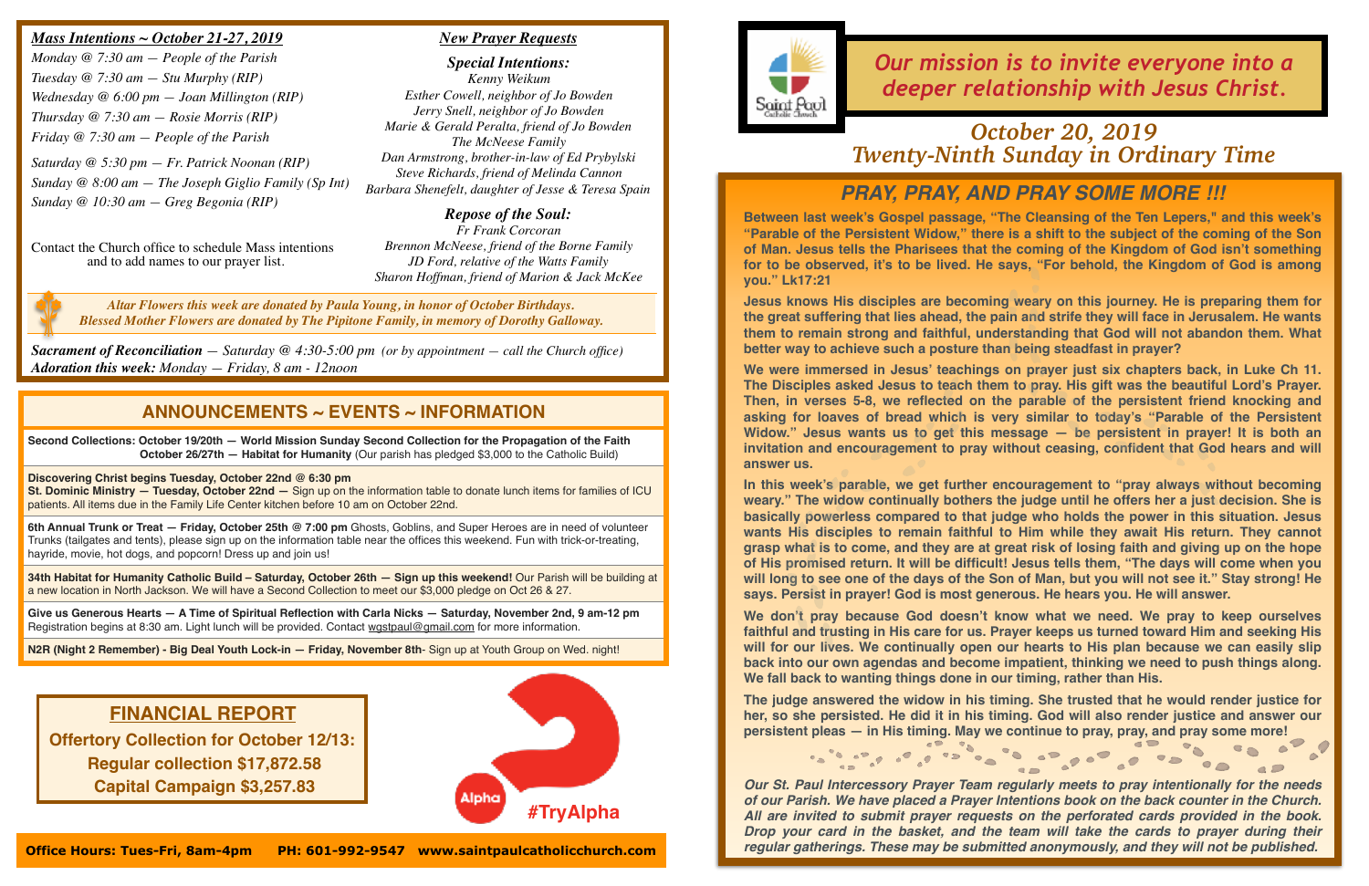## *Mass Intentions ~ October 21-27, 2019*

*Monday @ 7:30 am — People of the Parish*
*Tuesday @ 7:30 am — Stu Murphy (RIP)*
*Wednesday @ 6:00 pm — Joan Millington (RIP)*
*Thursday @ 7:30 am — Rosie Morris (RIP)*
*Friday @ 7:30 am — People of the Parish*
*Saturday @ 5:30 pm — Fr. Patrick Noonan (RIP)*
*Sunday @ 8:00 am — The Joseph Giglio Family (Sp Int)*
*Sunday @ 10:30 am — Greg Begonia (RIP)*

Contact the Church office to schedule Mass intentions and to add names to our prayer list.

## *New Prayer Requests*

### *Special Intentions:*

*Kenny Weikum*
*Esther Cowell, neighbor of Jo Bowden*
*Jerry Snell, neighbor of Jo Bowden*
*Marie & Gerald Peralta, friend of Jo Bowden*
*The McNeese Family*
*Dan Armstrong, brother-in-law of Ed Prybylski*
*Steve Richards, friend of Melinda Cannon*
*Barbara Shenefelt, daughter of Jesse & Teresa Spain*

### *Repose of the Soul:*

*Fr Frank Corcoran*
*Brennon McNeese, friend of the Borne Family*
*JD Ford, relative of the Watts Family*
*Sharon Hoffman, friend of Marion & Jack McKee*

***Altar Flowers this week are donated by Paula Young, in honor of October Birthdays.***
***Blessed Mother Flowers are donated by The Pipitone Family, in memory of Dorothy Galloway.***

***Sacrament of Reconciliation** — Saturday @ 4:30-5:00 pm (or by appointment — call the Church office)*
***Adoration this week:** Monday — Friday, 8 am - 12noon*

## ANNOUNCEMENTS ~ EVENTS ~ INFORMATION

**Second Collections: October 19/20th — World Mission Sunday Second Collection for the Propagation of the Faith**
**October 26/27th — Habitat for Humanity** (Our parish has pledged $3,000 to the Catholic Build)

**Discovering Christ begins Tuesday, October 22nd @ 6:30 pm**
**St. Dominic Ministry — Tuesday, October 22nd —** Sign up on the information table to donate lunch items for families of ICU patients. All items due in the Family Life Center kitchen before 10 am on October 22nd.

**6th Annual Trunk or Treat — Friday, October 25th @ 7:00 pm** Ghosts, Goblins, and Super Heroes are in need of volunteer Trunks (tailgates and tents), please sign up on the information table near the offices this weekend. Fun with trick-or-treating, hayride, movie, hot dogs, and popcorn! Dress up and join us!

**34th Habitat for Humanity Catholic Build – Saturday, October 26th — Sign up this weekend!** Our Parish will be building at a new location in North Jackson. We will have a Second Collection to meet our $3,000 pledge on Oct 26 & 27.

**Give us Generous Hearts — A Time of Spiritual Reflection with Carla Nicks — Saturday, November 2nd, 9 am-12 pm** Registration begins at 8:30 am. Light lunch will be provided. Contact wgstpaul@gmail.com for more information.

**N2R (Night 2 Remember) - Big Deal Youth Lock-in — Friday, November 8th**- Sign up at Youth Group on Wed. night!

## FINANCIAL REPORT

**Offertory Collection for October 12/13:**
**Regular collection $17,872.58**
**Capital Campaign $3,257.83**

Alpha #TryAlpha

**Office Hours: Tues-Fri, 8am-4pm PH: 601-992-9547 www.saintpaulcatholicchurch.com**

Saint Paul Catholic Church

*Our mission is to invite everyone into a deeper relationship with Jesus Christ.*

# *October 20, 2019*
# *Twenty-Ninth Sunday in Ordinary Time*

## *PRAY, PRAY, AND PRAY SOME MORE !!!*

**Between last week's Gospel passage, "The Cleansing of the Ten Lepers," and this week's "Parable of the Persistent Widow," there is a shift to the subject of the coming of the Son of Man. Jesus tells the Pharisees that the coming of the Kingdom of God isn't something for to be observed, it's to be lived. He says, "For behold, the Kingdom of God is among you." Lk17:21**

**Jesus knows His disciples are becoming weary on this journey. He is preparing them for the great suffering that lies ahead, the pain and strife they will face in Jerusalem. He wants them to remain strong and faithful, understanding that God will not abandon them. What better way to achieve such a posture than being steadfast in prayer?**

**We were immersed in Jesus' teachings on prayer just six chapters back, in Luke Ch 11. The Disciples asked Jesus to teach them to pray. His gift was the beautiful Lord's Prayer. Then, in verses 5-8, we reflected on the parable of the persistent friend knocking and asking for loaves of bread which is very similar to today's "Parable of the Persistent Widow." Jesus wants us to get this message — be persistent in prayer! It is both an invitation and encouragement to pray without ceasing, confident that God hears and will answer us.**

**In this week's parable, we get further encouragement to "pray always without becoming weary." The widow continually bothers the judge until he offers her a just decision. She is basically powerless compared to that judge who holds the power in this situation. Jesus wants His disciples to remain faithful to Him while they await His return. They cannot grasp what is to come, and they are at great risk of losing faith and giving up on the hope of His promised return. It will be difficult! Jesus tells them, "The days will come when you will long to see one of the days of the Son of Man, but you will not see it." Stay strong! He says. Persist in prayer! God is most generous. He hears you. He will answer.**

**We don't pray because God doesn't know what we need. We pray to keep ourselves faithful and trusting in His care for us. Prayer keeps us turned toward Him and seeking His will for our lives. We continually open our hearts to His plan because we can easily slip back into our own agendas and become impatient, thinking we need to push things along. We fall back to wanting things done in our timing, rather than His.**

**The judge answered the widow in his timing. She trusted that he would render justice for her, so she persisted. He did it in his timing. God will also render justice and answer our persistent pleas — in His timing. May we continue to pray, pray, and pray some more!**

***Our St. Paul Intercessory Prayer Team regularly meets to pray intentionally for the needs of our Parish. We have placed a Prayer Intentions book on the back counter in the Church. All are invited to submit prayer requests on the perforated cards provided in the book. Drop your card in the basket, and the team will take the cards to prayer during their regular gatherings. These may be submitted anonymously, and they will not be published.***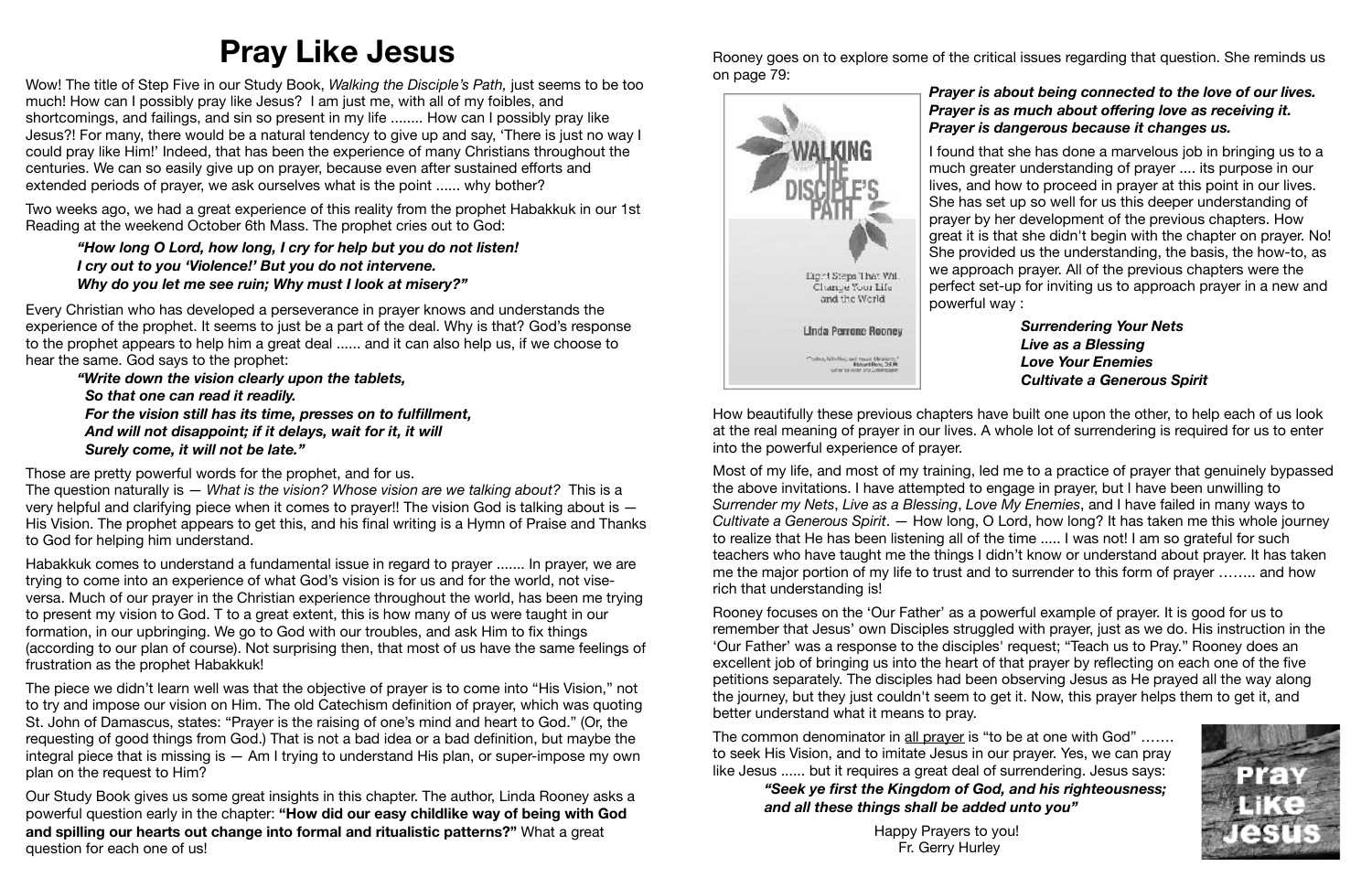# Pray Like Jesus

Wow! The title of Step Five in our Study Book, *Walking the Disciple's Path,* just seems to be too much! How can I possibly pray like Jesus? I am just me, with all of my foibles, and shortcomings, and failings, and sin so present in my life ........ How can I possibly pray like Jesus?! For many, there would be a natural tendency to give up and say, 'There is just no way I could pray like Him!' Indeed, that has been the experience of many Christians throughout the centuries. We can so easily give up on prayer, because even after sustained efforts and extended periods of prayer, we ask ourselves what is the point ...... why bother?

Two weeks ago, we had a great experience of this reality from the prophet Habakkuk in our 1st Reading at the weekend October 6th Mass. The prophet cries out to God:

> ***"How long O Lord, how long, I cry for help but you do not listen!***
> ***I cry out to you 'Violence!' But you do not intervene.***
> ***Why do you let me see ruin; Why must I look at misery?"***

Every Christian who has developed a perseverance in prayer knows and understands the experience of the prophet. It seems to just be a part of the deal. Why is that? God's response to the prophet appears to help him a great deal ...... and it can also help us, if we choose to hear the same. God says to the prophet:

> ***"Write down the vision clearly upon the tablets,***
> ***So that one can read it readily.***
> ***For the vision still has its time, presses on to fulfillment,***
> ***And will not disappoint; if it delays, wait for it, it will***
> ***Surely come, it will not be late."***

Those are pretty powerful words for the prophet, and for us.

The question naturally is — *What is the vision? Whose vision are we talking about?* This is a very helpful and clarifying piece when it comes to prayer!! The vision God is talking about is — His Vision. The prophet appears to get this, and his final writing is a Hymn of Praise and Thanks to God for helping him understand.

Habakkuk comes to understand a fundamental issue in regard to prayer ....... In prayer, we are trying to come into an experience of what God's vision is for us and for the world, not vise-versa. Much of our prayer in the Christian experience throughout the world, has been me trying to present my vision to God. T to a great extent, this is how many of us were taught in our formation, in our upbringing. We go to God with our troubles, and ask Him to fix things (according to our plan of course). Not surprising then, that most of us have the same feelings of frustration as the prophet Habakkuk!

The piece we didn't learn well was that the objective of prayer is to come into "His Vision," not to try and impose our vision on Him. The old Catechism definition of prayer, which was quoting St. John of Damascus, states: "Prayer is the raising of one's mind and heart to God." (Or, the requesting of good things from God.) That is not a bad idea or a bad definition, but maybe the integral piece that is missing is — Am I trying to understand His plan, or super-impose my own plan on the request to Him?

Our Study Book gives us some great insights in this chapter. The author, Linda Rooney asks a powerful question early in the chapter: **"How did our easy childlike way of being with God and spilling our hearts out change into formal and ritualistic patterns?"** What a great question for each one of us!

Rooney goes on to explore some of the critical issues regarding that question. She reminds us on page 79:

> ***Prayer is about being connected to the love of our lives.***
> ***Prayer is as much about offering love as receiving it.***
> ***Prayer is dangerous because it changes us.***

I found that she has done a marvelous job in bringing us to a much greater understanding of prayer .... its purpose in our lives, and how to proceed in prayer at this point in our lives. She has set up so well for us this deeper understanding of prayer by her development of the previous chapters. How great it is that she didn't begin with the chapter on prayer. No! She provided us the understanding, the basis, the how-to, as we approach prayer. All of the previous chapters were the perfect set-up for inviting us to approach prayer in a new and powerful way :

> ***Surrendering Your Nets***
> ***Live as a Blessing***
> ***Love Your Enemies***
> ***Cultivate a Generous Spirit***

How beautifully these previous chapters have built one upon the other, to help each of us look at the real meaning of prayer in our lives. A whole lot of surrendering is required for us to enter into the powerful experience of prayer.

Most of my life, and most of my training, led me to a practice of prayer that genuinely bypassed the above invitations. I have attempted to engage in prayer, but I have been unwilling to *Surrender my Nets*, *Live as a Blessing*, *Love My Enemies*, and I have failed in many ways to *Cultivate a Generous Spirit*. — How long, O Lord, how long? It has taken me this whole journey to realize that He has been listening all of the time ..... I was not! I am so grateful for such teachers who have taught me the things I didn't know or understand about prayer. It has taken me the major portion of my life to trust and to surrender to this form of prayer …….. and how rich that understanding is!

Rooney focuses on the 'Our Father' as a powerful example of prayer. It is good for us to remember that Jesus' own Disciples struggled with prayer, just as we do. His instruction in the 'Our Father' was a response to the disciples' request; "Teach us to Pray." Rooney does an excellent job of bringing us into the heart of that prayer by reflecting on each one of the five petitions separately. The disciples had been observing Jesus as He prayed all the way along the journey, but they just couldn't seem to get it. Now, this prayer helps them to get it, and better understand what it means to pray.

The common denominator in <u>all prayer</u> is "to be at one with God" ……. to seek His Vision, and to imitate Jesus in our prayer. Yes, we can pray like Jesus ...... but it requires a great deal of surrendering. Jesus says:

> ***"Seek ye first the Kingdom of God, and his righteousness;***
> ***and all these things shall be added unto you"***

Happy Prayers to you!
Fr. Gerry Hurley